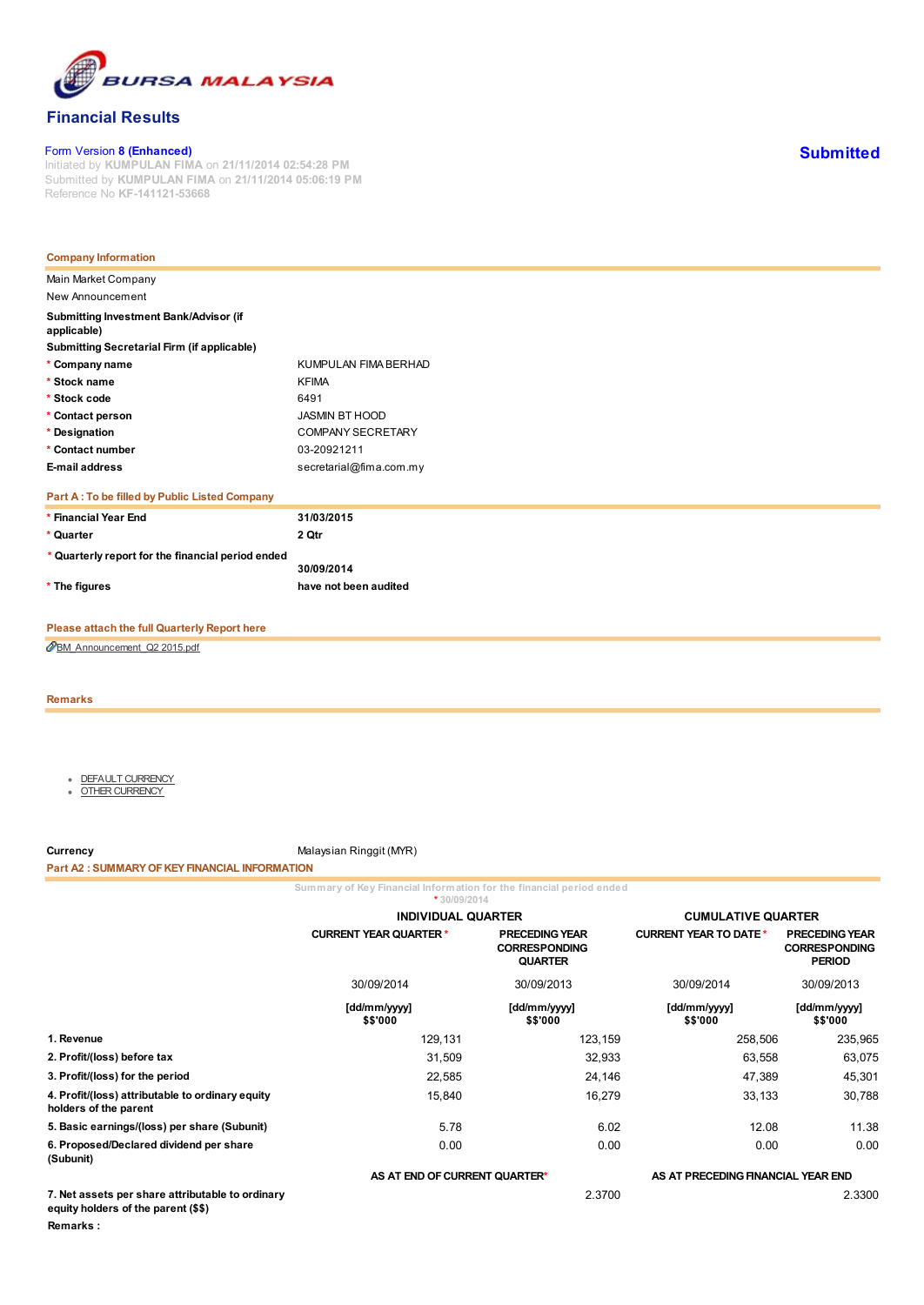BURSA MALAYSIA

# Financial Results

Form Version 8 (Enhanced)
Initiated by **KUMPULAN FIMA** on **21/11/2014 02:54:28 PM**
Submitted by **KUMPULAN FIMA** on **21/11/2014 05:06:19 PM**
Reference No **KF-141121-53668**

**Submitted**

## Company Information

Main Market Company
New Announcement

| | |
|---|---|
| **Submitting Investment Bank/Advisor (if applicable)** | |
| **Submitting Secretarial Firm (if applicable)** | |
| * **Company name** | KUMPULAN FIMA BERHAD |
| * **Stock name** | KFIMA |
| * **Stock code** | 6491 |
| * **Contact person** | JASMIN BT HOOD |
| * **Designation** | COMPANY SECRETARY |
| * **Contact number** | 03-20921211 |
| **E-mail address** | secretarial@fima.com.my |

## Part A : To be filled by Public Listed Company

| | |
|---|---|
| * **Financial Year End** | **31/03/2015** |
| * **Quarter** | **2 Qtr** |
| * **Quarterly report for the financial period ended** | **30/09/2014** |
| * **The figures** | **have not been audited** |

## Please attach the full Quarterly Report here

BM_Announcement_Q2 2015.pdf

## Remarks

- DEFAULT CURRENCY
- OTHER CURRENCY

**Currency** Malaysian Ringgit (MYR)

## Part A2 : SUMMARY OF KEY FINANCIAL INFORMATION

Summary of Key Financial Information for the financial period ended
* 30/09/2014

| | INDIVIDUAL QUARTER | | CUMULATIVE QUARTER | |
|---|---|---|---|---|
| | **CURRENT YEAR QUARTER** * | **PRECEDING YEAR CORRESPONDING QUARTER** | **CURRENT YEAR TO DATE** * | **PRECEDING YEAR CORRESPONDING PERIOD** |
| | 30/09/2014 | 30/09/2013 | 30/09/2014 | 30/09/2013 |
| | **[dd/mm/yyyy] $$'000** | **[dd/mm/yyyy] $$'000** | **[dd/mm/yyyy] $$'000** | **[dd/mm/yyyy] $$'000** |
| **1. Revenue** | 129,131 | 123,159 | 258,506 | 235,965 |
| **2. Profit/(loss) before tax** | 31,509 | 32,933 | 63,558 | 63,075 |
| **3. Profit/(loss) for the period** | 22,585 | 24,146 | 47,389 | 45,301 |
| **4. Profit/(loss) attributable to ordinary equity holders of the parent** | 15,840 | 16,279 | 33,133 | 30,788 |
| **5. Basic earnings/(loss) per share (Subunit)** | 5.78 | 6.02 | 12.08 | 11.38 |
| **6. Proposed/Declared dividend per share (Subunit)** | 0.00 | 0.00 | 0.00 | 0.00 |

| | **AS AT END OF CURRENT QUARTER*** | **AS AT PRECEDING FINANCIAL YEAR END** |
|---|---|---|
| **7. Net assets per share attributable to ordinary equity holders of the parent ($$)** | 2.3700 | 2.3300 |

**Remarks :**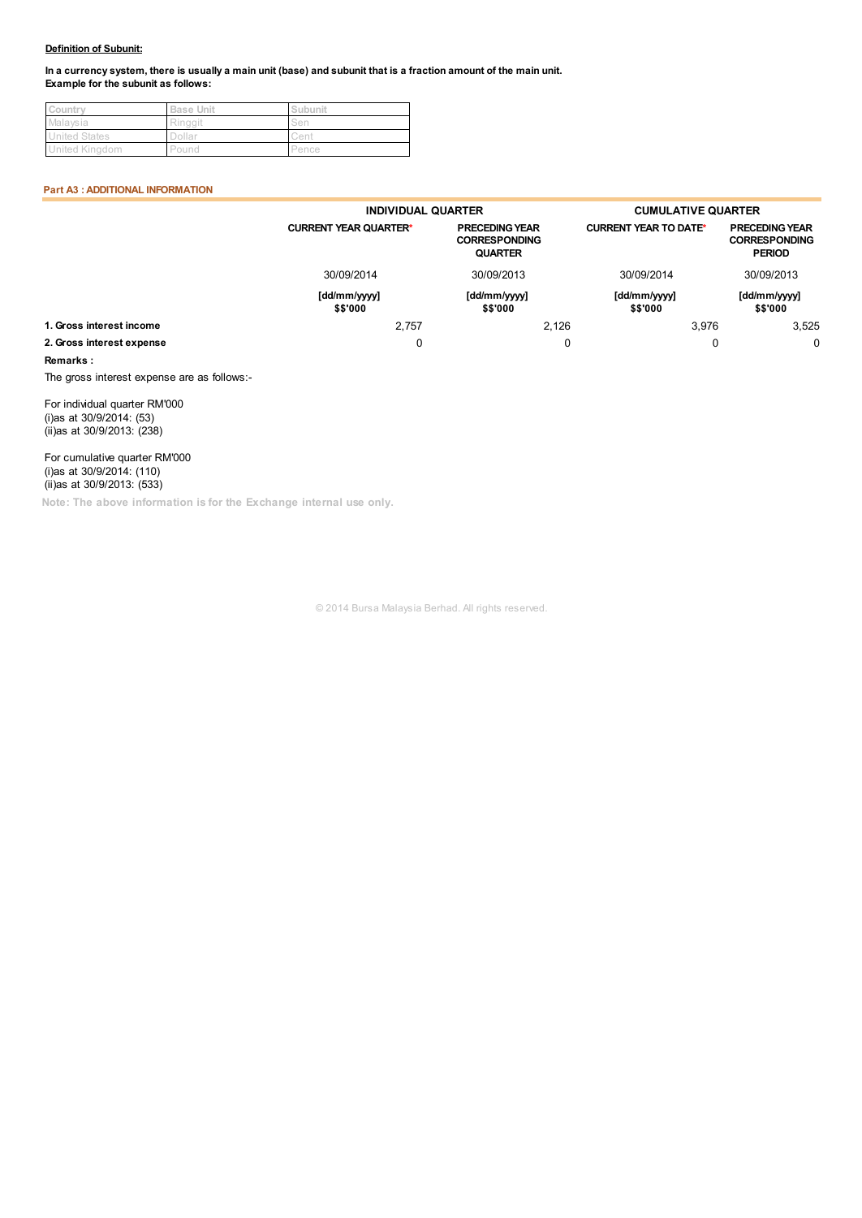**Definition of Subunit:**

**In a currency system, there is usually a main unit (base) and subunit that is a fraction amount of the main unit.**
**Example for the subunit as follows:**

| Country | Base Unit | Subunit |
|---|---|---|
| Malaysia | Ringgit | Sen |
| United States | Dollar | Cent |
| United Kingdom | Pound | Pence |

**Part A3 : ADDITIONAL INFORMATION**

| | INDIVIDUAL QUARTER | | CUMULATIVE QUARTER | |
|---|---|---|---|---|
| | CURRENT YEAR QUARTER* | PRECEDING YEAR CORRESPONDING QUARTER | CURRENT YEAR TO DATE* | PRECEDING YEAR CORRESPONDING PERIOD |
| | 30/09/2014 | 30/09/2013 | 30/09/2014 | 30/09/2013 |
| | [dd/mm/yyyy] $$'000 | [dd/mm/yyyy] $$'000 | [dd/mm/yyyy] $$'000 | [dd/mm/yyyy] $$'000 |
| **1. Gross interest income** | 2,757 | 2,126 | 3,976 | 3,525 |
| **2. Gross interest expense** | 0 | 0 | 0 | 0 |

**Remarks :**

The gross interest expense are as follows:-

For individual quarter RM'000
(i)as at 30/9/2014: (53)
(ii)as at 30/9/2013: (238)

For cumulative quarter RM'000
(i)as at 30/9/2014: (110)
(ii)as at 30/9/2013: (533)

**Note: The above information is for the Exchange internal use only.**

© 2014 Bursa Malaysia Berhad. All rights reserved.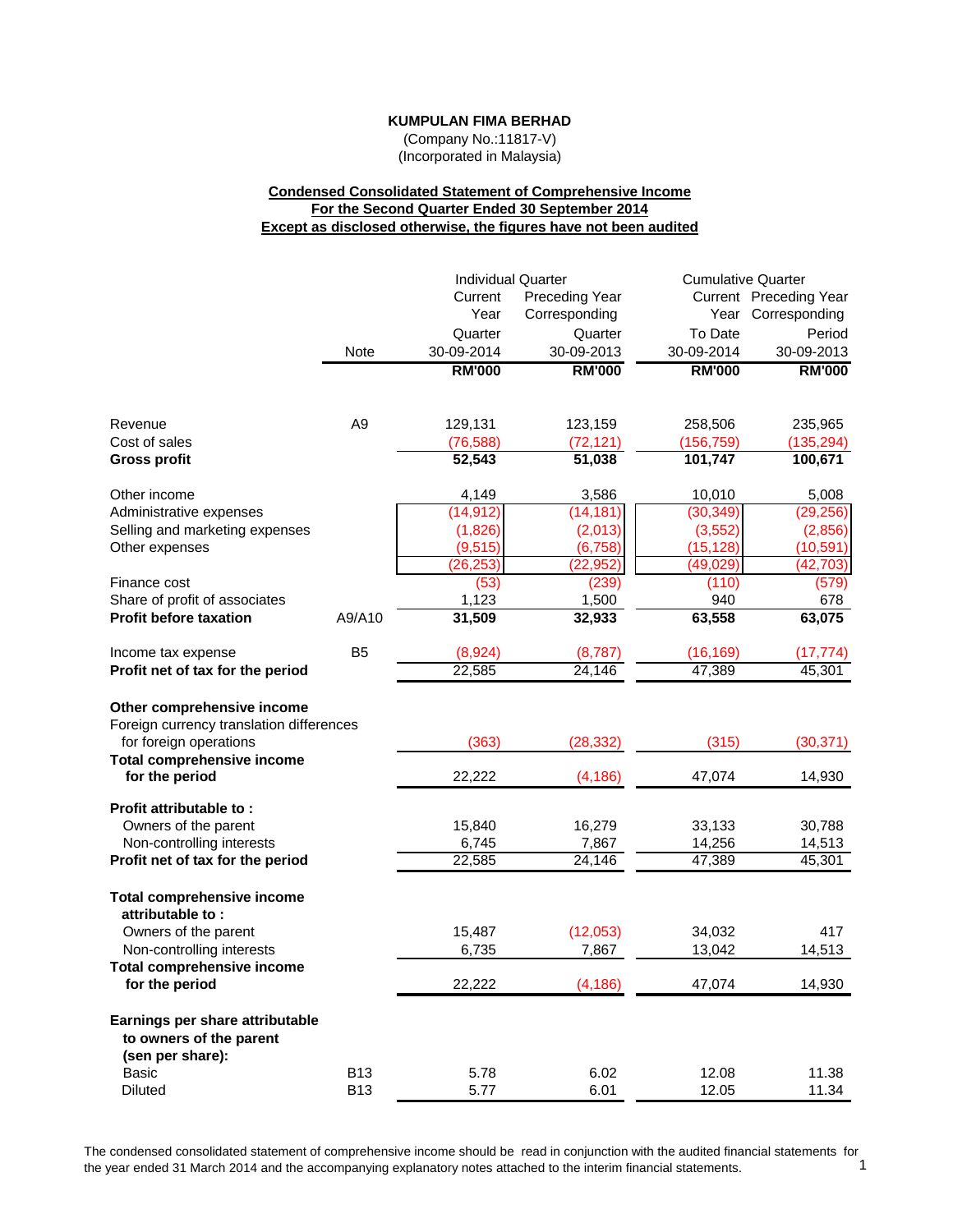**KUMPULAN FIMA BERHAD**

(Company No.:11817-V)

(Incorporated in Malaysia)

**Condensed Consolidated Statement of Comprehensive Income**
**For the Second Quarter Ended 30 September 2014**
**Except as disclosed otherwise, the figures have not been audited**

| | Note | Individual Quarter Current Year Quarter 30-09-2014 | Individual Quarter Preceding Year Corresponding Quarter 30-09-2013 | Cumulative Quarter Current Year To Date 30-09-2014 | Cumulative Quarter Preceding Year Corresponding Period 30-09-2013 |
|---|---|---|---|---|---|
| | | **RM'000** | **RM'000** | **RM'000** | **RM'000** |
| Revenue | A9 | 129,131 | 123,159 | 258,506 | 235,965 |
| Cost of sales | | (76,588) | (72,121) | (156,759) | (135,294) |
| **Gross profit** | | **52,543** | **51,038** | **101,747** | **100,671** |
| Other income | | 4,149 | 3,586 | 10,010 | 5,008 |
| Administrative expenses | | (14,912) | (14,181) | (30,349) | (29,256) |
| Selling and marketing expenses | | (1,826) | (2,013) | (3,552) | (2,856) |
| Other expenses | | (9,515) | (6,758) | (15,128) | (10,591) |
| | | (26,253) | (22,952) | (49,029) | (42,703) |
| Finance cost | | (53) | (239) | (110) | (579) |
| Share of profit of associates | | 1,123 | 1,500 | 940 | 678 |
| **Profit before taxation** | A9/A10 | **31,509** | **32,933** | **63,558** | **63,075** |
| Income tax expense | B5 | (8,924) | (8,787) | (16,169) | (17,774) |
| **Profit net of tax for the period** | | 22,585 | 24,146 | 47,389 | 45,301 |
| **Other comprehensive income** | | | | | |
| Foreign currency translation differences for foreign operations | | (363) | (28,332) | (315) | (30,371) |
| **Total comprehensive income for the period** | | 22,222 | (4,186) | 47,074 | 14,930 |
| **Profit attributable to :** | | | | | |
| Owners of the parent | | 15,840 | 16,279 | 33,133 | 30,788 |
| Non-controlling interests | | 6,745 | 7,867 | 14,256 | 14,513 |
| **Profit net of tax for the period** | | 22,585 | 24,146 | 47,389 | 45,301 |
| **Total comprehensive income attributable to :** | | | | | |
| Owners of the parent | | 15,487 | (12,053) | 34,032 | 417 |
| Non-controlling interests | | 6,735 | 7,867 | 13,042 | 14,513 |
| **Total comprehensive income for the period** | | 22,222 | (4,186) | 47,074 | 14,930 |
| **Earnings per share attributable to owners of the parent (sen per share):** | | | | | |
| Basic | B13 | 5.78 | 6.02 | 12.08 | 11.38 |
| Diluted | B13 | 5.77 | 6.01 | 12.05 | 11.34 |

The condensed consolidated statement of comprehensive income should be read in conjunction with the audited financial statements for the year ended 31 March 2014 and the accompanying explanatory notes attached to the interim financial statements.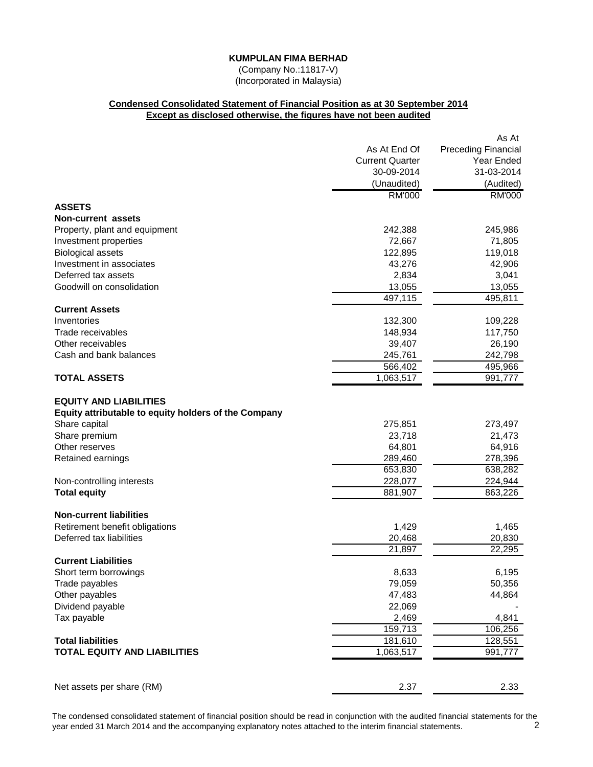**KUMPULAN FIMA BERHAD**

(Company No.:11817-V)

(Incorporated in Malaysia)

**Condensed Consolidated Statement of Financial Position as at 30 September 2014**

**Except as disclosed otherwise, the figures have not been audited**

| | As At End Of Current Quarter 30-09-2014 (Unaudited) | As At Preceding Financial Year Ended 31-03-2014 (Audited) |
|---|---|---|
| | RM'000 | RM'000 |
| **ASSETS** | | |
| **Non-current assets** | | |
| Property, plant and equipment | 242,388 | 245,986 |
| Investment properties | 72,667 | 71,805 |
| Biological assets | 122,895 | 119,018 |
| Investment in associates | 43,276 | 42,906 |
| Deferred tax assets | 2,834 | 3,041 |
| Goodwill on consolidation | 13,055 | 13,055 |
| | 497,115 | 495,811 |
| **Current Assets** | | |
| Inventories | 132,300 | 109,228 |
| Trade receivables | 148,934 | 117,750 |
| Other receivables | 39,407 | 26,190 |
| Cash and bank balances | 245,761 | 242,798 |
| | 566,402 | 495,966 |
| **TOTAL ASSETS** | 1,063,517 | 991,777 |
| | | |
| **EQUITY AND LIABILITIES** | | |
| **Equity attributable to equity holders of the Company** | | |
| Share capital | 275,851 | 273,497 |
| Share premium | 23,718 | 21,473 |
| Other reserves | 64,801 | 64,916 |
| Retained earnings | 289,460 | 278,396 |
| | 653,830 | 638,282 |
| Non-controlling interests | 228,077 | 224,944 |
| **Total equity** | 881,907 | 863,226 |
| | | |
| **Non-current liabilities** | | |
| Retirement benefit obligations | 1,429 | 1,465 |
| Deferred tax liabilities | 20,468 | 20,830 |
| | 21,897 | 22,295 |
| **Current Liabilities** | | |
| Short term borrowings | 8,633 | 6,195 |
| Trade payables | 79,059 | 50,356 |
| Other payables | 47,483 | 44,864 |
| Dividend payable | 22,069 | - |
| Tax payable | 2,469 | 4,841 |
| | 159,713 | 106,256 |
| **Total liabilities** | 181,610 | 128,551 |
| **TOTAL EQUITY AND LIABILITIES** | 1,063,517 | 991,777 |
| | | |
| Net assets per share (RM) | 2.37 | 2.33 |

The condensed consolidated statement of financial position should be read in conjunction with the audited financial statements for the year ended 31 March 2014 and the accompanying explanatory notes attached to the interim financial statements.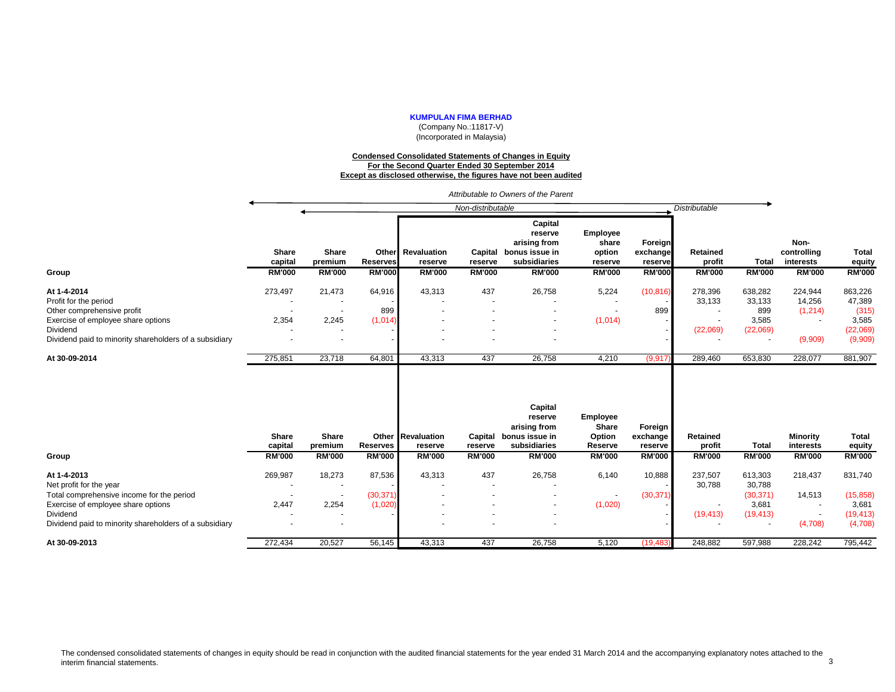**KUMPULAN FIMA BERHAD**
(Company No.:11817-V)
(Incorporated in Malaysia)

**Condensed Consolidated Statements of Changes in Equity**
**For the Second Quarter Ended 30 September 2014**
**Except as disclosed otherwise, the figures have not been audited**

*Attributable to Owners of the Parent*

*Non-distributable* | *Distributable*

| Group | Share capital | Share premium | Other Reserves | Revaluation reserve | Capital reserve | Capital reserve arising from bonus issue in subsidiaries | Employee share option reserve | Foreign exchange reserve | Retained profit | Total | Non-controlling interests | Total equity |
|---|---|---|---|---|---|---|---|---|---|---|---|---|
| | RM'000 | RM'000 | RM'000 | RM'000 | RM'000 | RM'000 | RM'000 | RM'000 | RM'000 | RM'000 | RM'000 | RM'000 |
| **At 1-4-2014** | 273,497 | 21,473 | 64,916 | 43,313 | 437 | 26,758 | 5,224 | (10,816) | 278,396 | 638,282 | 224,944 | 863,226 |
| Profit for the period | - | - | - | - | - | - | - | - | 33,133 | 33,133 | 14,256 | 47,389 |
| Other comprehensive profit | - | - | 899 | - | - | - | - | 899 | - | 899 | (1,214) | (315) |
| Exercise of employee share options | 2,354 | 2,245 | (1,014) | - | - | - | (1,014) | - | - | 3,585 | - | 3,585 |
| Dividend | - | - | - | - | - | - | - | - | (22,069) | (22,069) | | (22,069) |
| Dividend paid to minority shareholders of a subsidiary | - | - | - | - | - | - | | - | - | - | (9,909) | (9,909) |
| **At 30-09-2014** | 275,851 | 23,718 | 64,801 | 43,313 | 437 | 26,758 | 4,210 | (9,917) | 289,460 | 653,830 | 228,077 | 881,907 |

| Group | Share capital | Share premium | Other Reserves | Revaluation reserve | Capital reserve | Capital reserve arising from bonus issue in subsidiaries | Employee Share Option Reserve | Foreign exchange reserve | Retained profit | Total | Minority interests | Total equity |
|---|---|---|---|---|---|---|---|---|---|---|---|---|
| | RM'000 | RM'000 | RM'000 | RM'000 | RM'000 | RM'000 | RM'000 | RM'000 | RM'000 | RM'000 | RM'000 | RM'000 |
| **At 1-4-2013** | 269,987 | 18,273 | 87,536 | 43,313 | 437 | 26,758 | 6,140 | 10,888 | 237,507 | 613,303 | 218,437 | 831,740 |
| Net profit for the year | - | - | - | - | - | - | | - | 30,788 | 30,788 | | |
| Total comprehensive income for the period | - | - | (30,371) | - | - | - | - | (30,371) | | (30,371) | 14,513 | (15,858) |
| Exercise of employee share options | 2,447 | 2,254 | (1,020) | - | - | - | (1,020) | - | - | 3,681 | - | 3,681 |
| Dividend | - | - | - | - | - | - | | - | (19,413) | (19,413) | - | (19,413) |
| Dividend paid to minority shareholders of a subsidiary | - | - | | - | - | - | | - | - | - | (4,708) | (4,708) |
| **At 30-09-2013** | 272,434 | 20,527 | 56,145 | 43,313 | 437 | 26,758 | 5,120 | (19,483) | 248,882 | 597,988 | 228,242 | 795,442 |

The condensed consolidated statements of changes in equity should be read in conjunction with the audited financial statements for the year ended 31 March 2014 and the accompanying explanatory notes attached to the interim financial statements.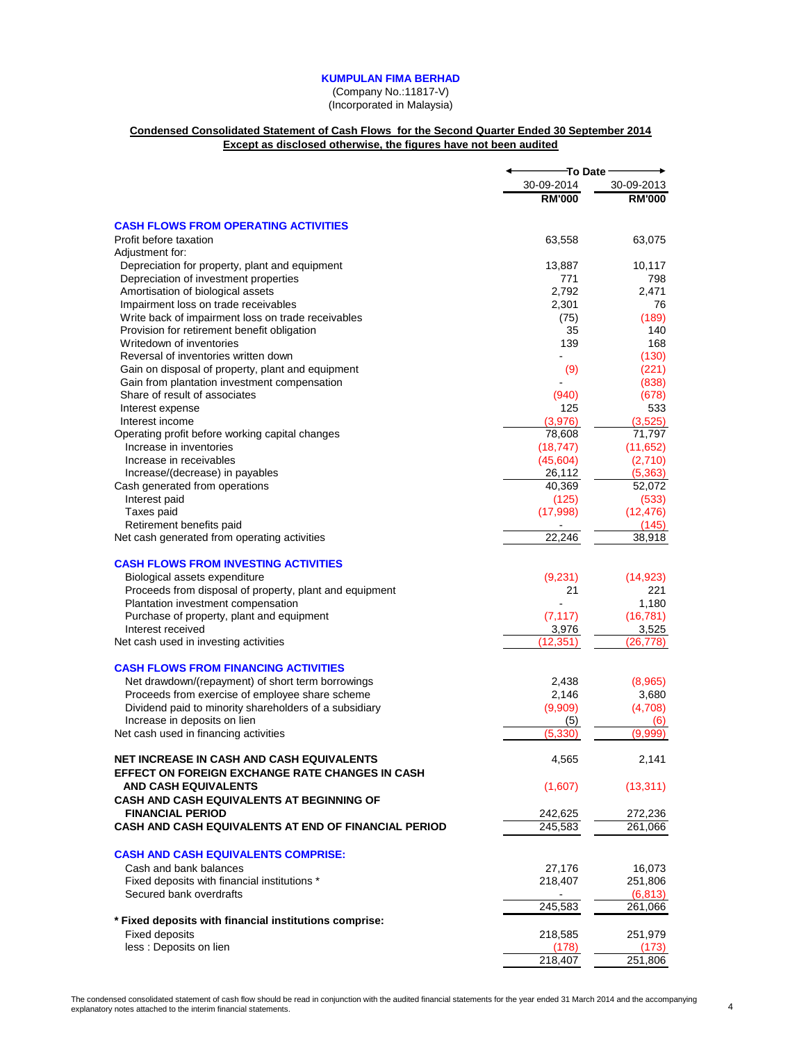**KUMPULAN FIMA BERHAD**

(Company No.:11817-V)
(Incorporated in Malaysia)

**Condensed Consolidated Statement of Cash Flows for the Second Quarter Ended 30 September 2014**
**Except as disclosed otherwise, the figures have not been audited**

| | To Date | |
|---|---|---|
| | 30-09-2014 | 30-09-2013 |
| | **RM'000** | **RM'000** |
| **CASH FLOWS FROM OPERATING ACTIVITIES** | | |
| Profit before taxation | 63,558 | 63,075 |
| Adjustment for: | | |
| Depreciation for property, plant and equipment | 13,887 | 10,117 |
| Depreciation of investment properties | 771 | 798 |
| Amortisation of biological assets | 2,792 | 2,471 |
| Impairment loss on trade receivables | 2,301 | 76 |
| Write back of impairment loss on trade receivables | (75) | (189) |
| Provision for retirement benefit obligation | 35 | 140 |
| Writedown of inventories | 139 | 168 |
| Reversal of inventories written down | - | (130) |
| Gain on disposal of property, plant and equipment | (9) | (221) |
| Gain from plantation investment compensation | - | (838) |
| Share of result of associates | (940) | (678) |
| Interest expense | 125 | 533 |
| Interest income | (3,976) | (3,525) |
| Operating profit before working capital changes | 78,608 | 71,797 |
| Increase in inventories | (18,747) | (11,652) |
| Increase in receivables | (45,604) | (2,710) |
| Increase/(decrease) in payables | 26,112 | (5,363) |
| Cash generated from operations | 40,369 | 52,072 |
| Interest paid | (125) | (533) |
| Taxes paid | (17,998) | (12,476) |
| Retirement benefits paid | - | (145) |
| Net cash generated from operating activities | 22,246 | 38,918 |
| **CASH FLOWS FROM INVESTING ACTIVITIES** | | |
| Biological assets expenditure | (9,231) | (14,923) |
| Proceeds from disposal of property, plant and equipment | 21 | 221 |
| Plantation investment compensation | - | 1,180 |
| Purchase of property, plant and equipment | (7,117) | (16,781) |
| Interest received | 3,976 | 3,525 |
| Net cash used in investing activities | (12,351) | (26,778) |
| **CASH FLOWS FROM FINANCING ACTIVITIES** | | |
| Net drawdown/(repayment) of short term borrowings | 2,438 | (8,965) |
| Proceeds from exercise of employee share scheme | 2,146 | 3,680 |
| Dividend paid to minority shareholders of a subsidiary | (9,909) | (4,708) |
| Increase in deposits on lien | (5) | (6) |
| Net cash used in financing activities | (5,330) | (9,999) |
| **NET INCREASE IN CASH AND CASH EQUIVALENTS** | 4,565 | 2,141 |
| **EFFECT ON FOREIGN EXCHANGE RATE CHANGES IN CASH AND CASH EQUIVALENTS** | (1,607) | (13,311) |
| **CASH AND CASH EQUIVALENTS AT BEGINNING OF FINANCIAL PERIOD** | 242,625 | 272,236 |
| **CASH AND CASH EQUIVALENTS AT END OF FINANCIAL PERIOD** | 245,583 | 261,066 |
| **CASH AND CASH EQUIVALENTS COMPRISE:** | | |
| Cash and bank balances | 27,176 | 16,073 |
| Fixed deposits with financial institutions * | 218,407 | 251,806 |
| Secured bank overdrafts | - | (6,813) |
| | 245,583 | 261,066 |
| **\* Fixed deposits with financial institutions comprise:** | | |
| Fixed deposits | 218,585 | 251,979 |
| less : Deposits on lien | (178) | (173) |
| | 218,407 | 251,806 |

The condensed consolidated statement of cash flow should be read in conjunction with the audited financial statements for the year ended 31 March 2014 and the accompanying explanatory notes attached to the interim financial statements.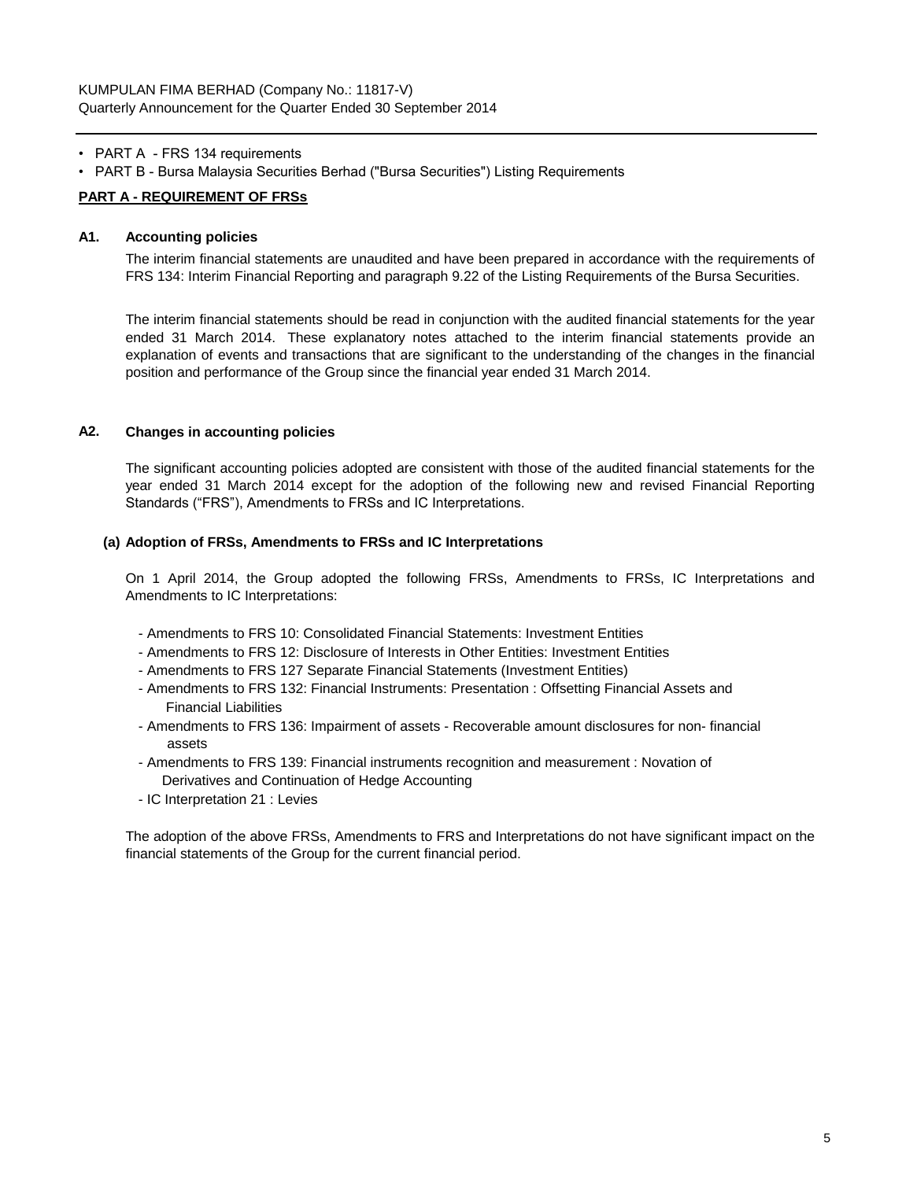- PART A - FRS 134 requirements
- PART B - Bursa Malaysia Securities Berhad ("Bursa Securities") Listing Requirements

**PART A - REQUIREMENT OF FRSs**

**A1. Accounting policies**

The interim financial statements are unaudited and have been prepared in accordance with the requirements of FRS 134: Interim Financial Reporting and paragraph 9.22 of the Listing Requirements of the Bursa Securities.

The interim financial statements should be read in conjunction with the audited financial statements for the year ended 31 March 2014. These explanatory notes attached to the interim financial statements provide an explanation of events and transactions that are significant to the understanding of the changes in the financial position and performance of the Group since the financial year ended 31 March 2014.

**A2. Changes in accounting policies**

The significant accounting policies adopted are consistent with those of the audited financial statements for the year ended 31 March 2014 except for the adoption of the following new and revised Financial Reporting Standards ("FRS"), Amendments to FRSs and IC Interpretations.

**(a) Adoption of FRSs, Amendments to FRSs and IC Interpretations**

On 1 April 2014, the Group adopted the following FRSs, Amendments to FRSs, IC Interpretations and Amendments to IC Interpretations:

- Amendments to FRS 10: Consolidated Financial Statements: Investment Entities
- Amendments to FRS 12: Disclosure of Interests in Other Entities: Investment Entities
- Amendments to FRS 127 Separate Financial Statements (Investment Entities)
- Amendments to FRS 132: Financial Instruments: Presentation : Offsetting Financial Assets and Financial Liabilities
- Amendments to FRS 136: Impairment of assets - Recoverable amount disclosures for non- financial assets
- Amendments to FRS 139: Financial instruments recognition and measurement : Novation of Derivatives and Continuation of Hedge Accounting
- IC Interpretation 21 : Levies

The adoption of the above FRSs, Amendments to FRS and Interpretations do not have significant impact on the financial statements of the Group for the current financial period.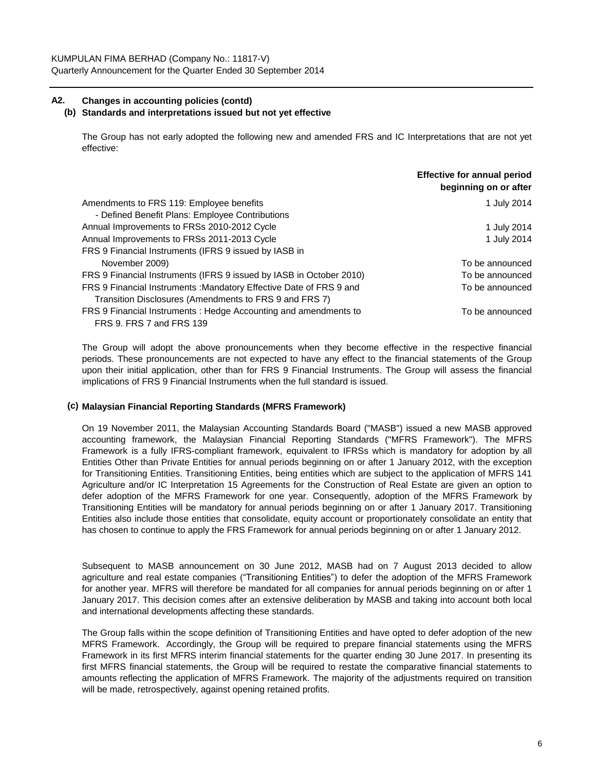## A2. Changes in accounting policies (contd)

### (b) Standards and interpretations issued but not yet effective

The Group has not early adopted the following new and amended FRS and IC Interpretations that are not yet effective:

| | Effective for annual period beginning on or after |
|---|---|
| Amendments to FRS 119: Employee benefits - Defined Benefit Plans: Employee Contributions | 1 July 2014 |
| Annual Improvements to FRSs 2010-2012 Cycle | 1 July 2014 |
| Annual Improvements to FRSs 2011-2013 Cycle | 1 July 2014 |
| FRS 9 Financial Instruments (IFRS 9 issued by IASB in November 2009) | To be announced |
| FRS 9 Financial Instruments (IFRS 9 issued by IASB in October 2010) | To be announced |
| FRS 9 Financial Instruments :Mandatory Effective Date of FRS 9 and Transition Disclosures (Amendments to FRS 9 and FRS 7) | To be announced |
| FRS 9 Financial Instruments : Hedge Accounting and amendments to FRS 9. FRS 7 and FRS 139 | To be announced |

The Group will adopt the above pronouncements when they become effective in the respective financial periods. These pronouncements are not expected to have any effect to the financial statements of the Group upon their initial application, other than for FRS 9 Financial Instruments. The Group will assess the financial implications of FRS 9 Financial Instruments when the full standard is issued.

### (c) Malaysian Financial Reporting Standards (MFRS Framework)

On 19 November 2011, the Malaysian Accounting Standards Board ("MASB") issued a new MASB approved accounting framework, the Malaysian Financial Reporting Standards ("MFRS Framework"). The MFRS Framework is a fully IFRS-compliant framework, equivalent to IFRSs which is mandatory for adoption by all Entities Other than Private Entities for annual periods beginning on or after 1 January 2012, with the exception for Transitioning Entities. Transitioning Entities, being entities which are subject to the application of MFRS 141 Agriculture and/or IC Interpretation 15 Agreements for the Construction of Real Estate are given an option to defer adoption of the MFRS Framework for one year. Consequently, adoption of the MFRS Framework by Transitioning Entities will be mandatory for annual periods beginning on or after 1 January 2017. Transitioning Entities also include those entities that consolidate, equity account or proportionately consolidate an entity that has chosen to continue to apply the FRS Framework for annual periods beginning on or after 1 January 2012.

Subsequent to MASB announcement on 30 June 2012, MASB had on 7 August 2013 decided to allow agriculture and real estate companies ("Transitioning Entities") to defer the adoption of the MFRS Framework for another year. MFRS will therefore be mandated for all companies for annual periods beginning on or after 1 January 2017. This decision comes after an extensive deliberation by MASB and taking into account both local and international developments affecting these standards.

The Group falls within the scope definition of Transitioning Entities and have opted to defer adoption of the new MFRS Framework. Accordingly, the Group will be required to prepare financial statements using the MFRS Framework in its first MFRS interim financial statements for the quarter ending 30 June 2017. In presenting its first MFRS financial statements, the Group will be required to restate the comparative financial statements to amounts reflecting the application of MFRS Framework. The majority of the adjustments required on transition will be made, retrospectively, against opening retained profits.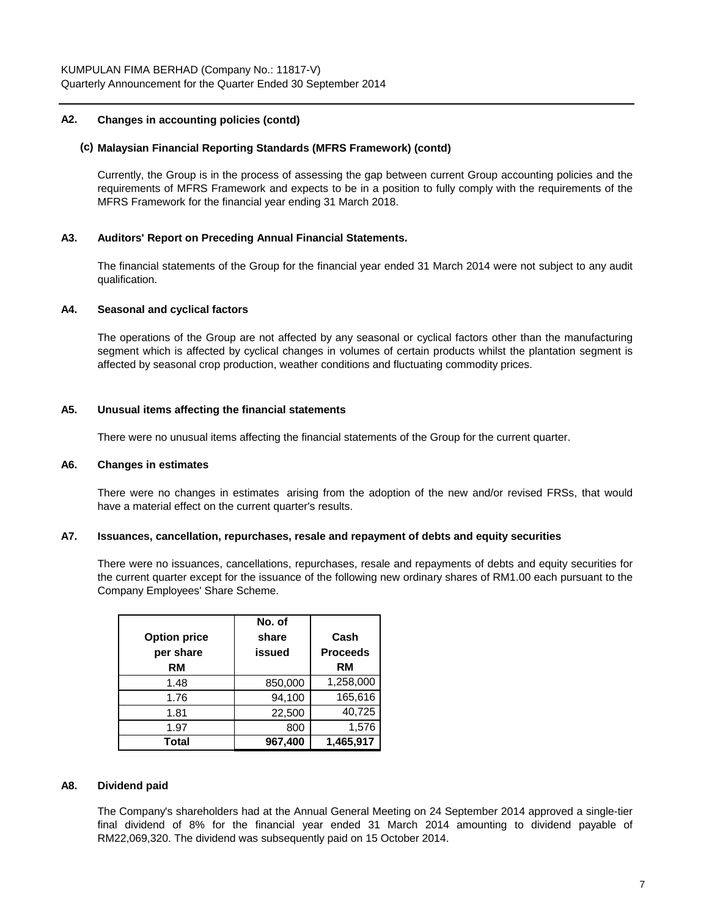### A2. Changes in accounting policies (contd)

#### (c) Malaysian Financial Reporting Standards (MFRS Framework) (contd)

Currently, the Group is in the process of assessing the gap between current Group accounting policies and the requirements of MFRS Framework and expects to be in a position to fully comply with the requirements of the MFRS Framework for the financial year ending 31 March 2018.

### A3. Auditors' Report on Preceding Annual Financial Statements.

The financial statements of the Group for the financial year ended 31 March 2014 were not subject to any audit qualification.

### A4. Seasonal and cyclical factors

The operations of the Group are not affected by any seasonal or cyclical factors other than the manufacturing segment which is affected by cyclical changes in volumes of certain products whilst the plantation segment is affected by seasonal crop production, weather conditions and fluctuating commodity prices.

### A5. Unusual items affecting the financial statements

There were no unusual items affecting the financial statements of the Group for the current quarter.

### A6. Changes in estimates

There were no changes in estimates arising from the adoption of the new and/or revised FRSs, that would have a material effect on the current quarter's results.

### A7. Issuances, cancellation, repurchases, resale and repayment of debts and equity securities

There were no issuances, cancellations, repurchases, resale and repayments of debts and equity securities for the current quarter except for the issuance of the following new ordinary shares of RM1.00 each pursuant to the Company Employees' Share Scheme.

| Option price per share RM | No. of share issued | Cash Proceeds RM |
|---|---|---|
| 1.48 | 850,000 | 1,258,000 |
| 1.76 | 94,100 | 165,616 |
| 1.81 | 22,500 | 40,725 |
| 1.97 | 800 | 1,576 |
| **Total** | **967,400** | **1,465,917** |

### A8. Dividend paid

The Company's shareholders had at the Annual General Meeting on 24 September 2014 approved a single-tier final dividend of 8% for the financial year ended 31 March 2014 amounting to dividend payable of RM22,069,320. The dividend was subsequently paid on 15 October 2014.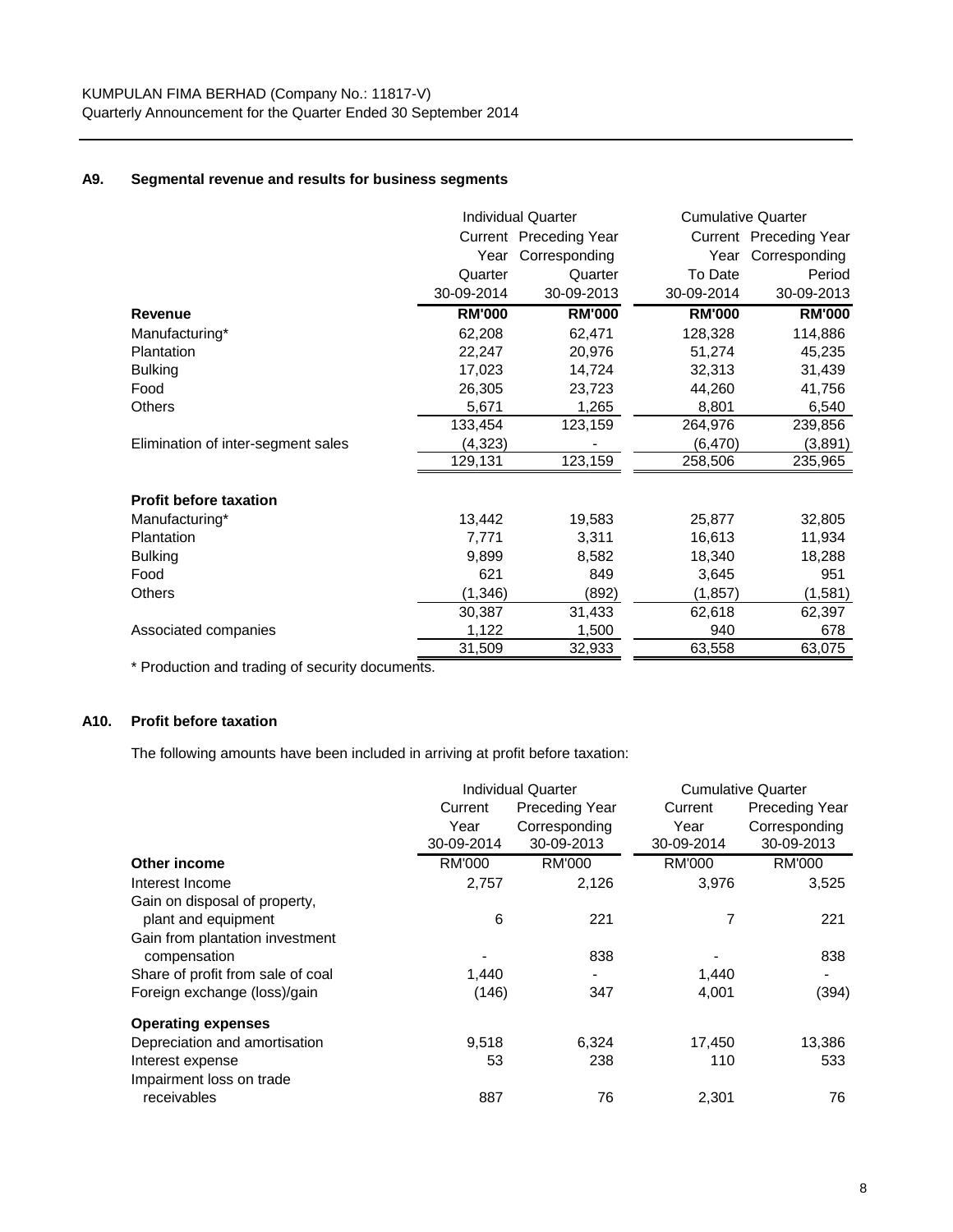KUMPULAN FIMA BERHAD (Company No.: 11817-V)
Quarterly Announcement for the Quarter Ended 30 September 2014

### A9. Segmental revenue and results for business segments

| | Individual Quarter | | Cumulative Quarter | |
|---|---|---|---|---|
| | Current Year Quarter 30-09-2014 | Preceding Year Corresponding Quarter 30-09-2013 | Current Year To Date 30-09-2014 | Preceding Year Corresponding Period 30-09-2013 |
| **Revenue** | **RM'000** | **RM'000** | **RM'000** | **RM'000** |
| Manufacturing* | 62,208 | 62,471 | 128,328 | 114,886 |
| Plantation | 22,247 | 20,976 | 51,274 | 45,235 |
| Bulking | 17,023 | 14,724 | 32,313 | 31,439 |
| Food | 26,305 | 23,723 | 44,260 | 41,756 |
| Others | 5,671 | 1,265 | 8,801 | 6,540 |
| | 133,454 | 123,159 | 264,976 | 239,856 |
| Elimination of inter-segment sales | (4,323) | - | (6,470) | (3,891) |
| | 129,131 | 123,159 | 258,506 | 235,965 |
| **Profit before taxation** | | | | |
| Manufacturing* | 13,442 | 19,583 | 25,877 | 32,805 |
| Plantation | 7,771 | 3,311 | 16,613 | 11,934 |
| Bulking | 9,899 | 8,582 | 18,340 | 18,288 |
| Food | 621 | 849 | 3,645 | 951 |
| Others | (1,346) | (892) | (1,857) | (1,581) |
| | 30,387 | 31,433 | 62,618 | 62,397 |
| Associated companies | 1,122 | 1,500 | 940 | 678 |
| | 31,509 | 32,933 | 63,558 | 63,075 |

* Production and trading of security documents.

### A10. Profit before taxation

The following amounts have been included in arriving at profit before taxation:

| | Individual Quarter | | Cumulative Quarter | |
|---|---|---|---|---|
| | Current Year 30-09-2014 | Preceding Year Corresponding 30-09-2013 | Current Year 30-09-2014 | Preceding Year Corresponding 30-09-2013 |
| **Other income** | RM'000 | RM'000 | RM'000 | RM'000 |
| Interest Income | 2,757 | 2,126 | 3,976 | 3,525 |
| Gain on disposal of property, plant and equipment | 6 | 221 | 7 | 221 |
| Gain from plantation investment compensation | - | 838 | - | 838 |
| Share of profit from sale of coal | 1,440 | - | 1,440 | - |
| Foreign exchange (loss)/gain | (146) | 347 | 4,001 | (394) |
| **Operating expenses** | | | | |
| Depreciation and amortisation | 9,518 | 6,324 | 17,450 | 13,386 |
| Interest expense | 53 | 238 | 110 | 533 |
| Impairment loss on trade receivables | 887 | 76 | 2,301 | 76 |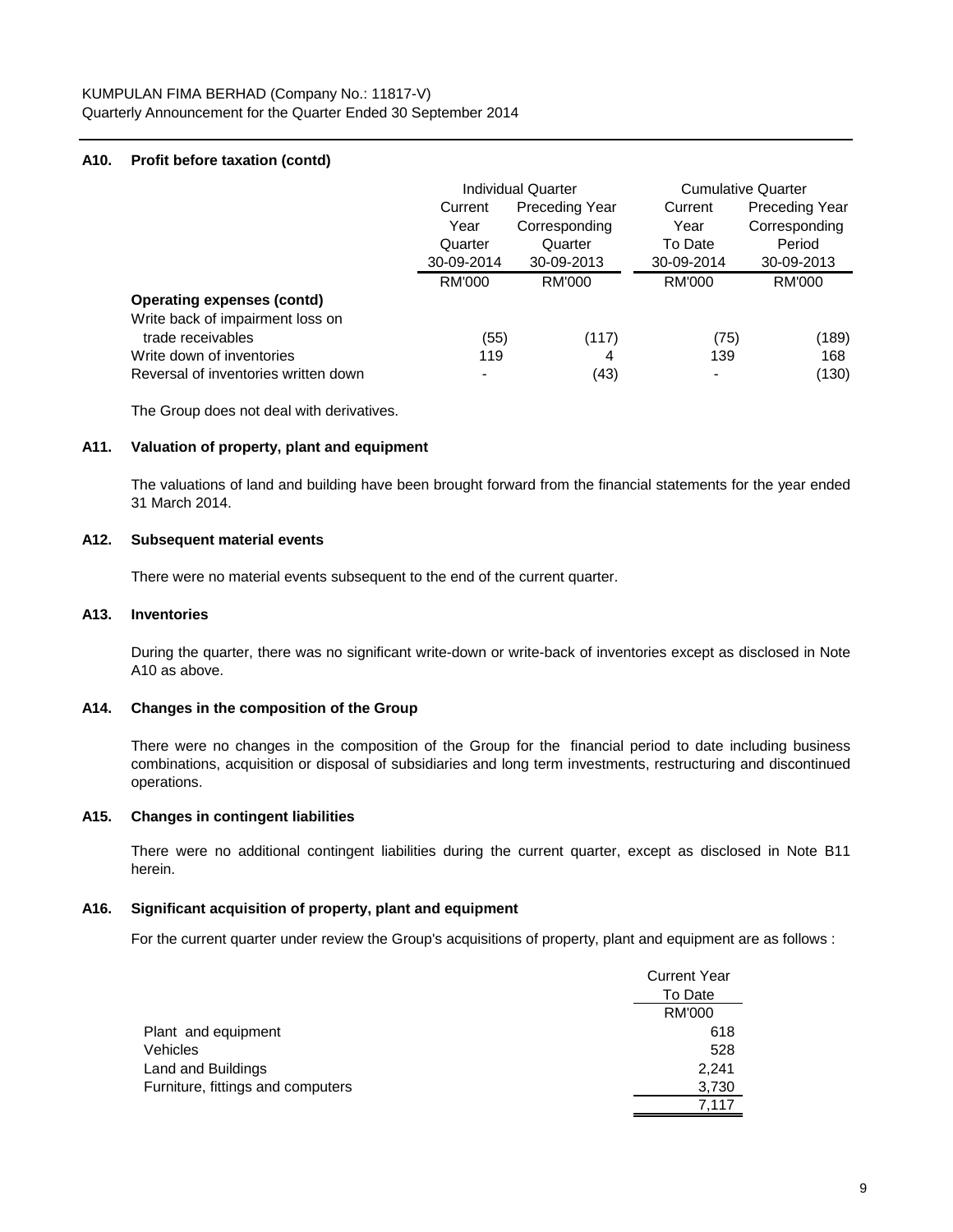KUMPULAN FIMA BERHAD (Company No.: 11817-V)
Quarterly Announcement for the Quarter Ended 30 September 2014

## A10. Profit before taxation (contd)

| | Individual Quarter | | Cumulative Quarter | |
|---|---|---|---|---|
| | Current Year Quarter 30-09-2014 | Preceding Year Corresponding Quarter 30-09-2013 | Current Year To Date 30-09-2014 | Preceding Year Corresponding Period 30-09-2013 |
| | RM'000 | RM'000 | RM'000 | RM'000 |
| **Operating expenses (contd)** | | | | |
| Write back of impairment loss on trade receivables | (55) | (117) | (75) | (189) |
| Write down of inventories | 119 | 4 | 139 | 168 |
| Reversal of inventories written down | - | (43) | - | (130) |

The Group does not deal with derivatives.

## A11. Valuation of property, plant and equipment

The valuations of land and building have been brought forward from the financial statements for the year ended 31 March 2014.

## A12. Subsequent material events

There were no material events subsequent to the end of the current quarter.

## A13. Inventories

During the quarter, there was no significant write-down or write-back of inventories except as disclosed in Note A10 as above.

## A14. Changes in the composition of the Group

There were no changes in the composition of the Group for the financial period to date including business combinations, acquisition or disposal of subsidiaries and long term investments, restructuring and discontinued operations.

## A15. Changes in contingent liabilities

There were no additional contingent liabilities during the current quarter, except as disclosed in Note B11 herein.

## A16. Significant acquisition of property, plant and equipment

For the current quarter under review the Group's acquisitions of property, plant and equipment are as follows :

| | Current Year To Date |
|---|---|
| | RM'000 |
| Plant and equipment | 618 |
| Vehicles | 528 |
| Land and Buildings | 2,241 |
| Furniture, fittings and computers | 3,730 |
| | 7,117 |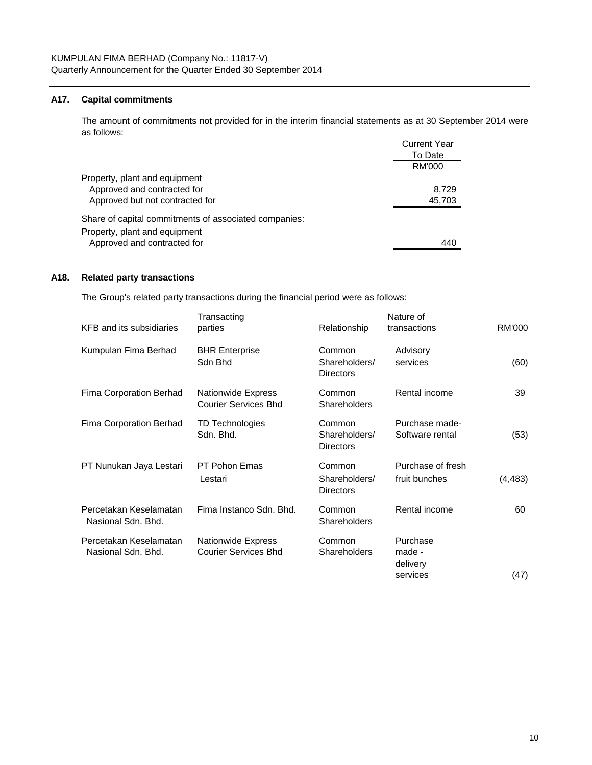## A17. Capital commitments

The amount of commitments not provided for in the interim financial statements as at 30 September 2014 were as follows:

| | Current Year To Date |
|---|---|
| | RM'000 |
| Property, plant and equipment | |
| Approved and contracted for | 8,729 |
| Approved but not contracted for | 45,703 |
| Share of capital commitments of associated companies: | |
| Property, plant and equipment | |
| Approved and contracted for | 440 |

## A18. Related party transactions

The Group's related party transactions during the financial period were as follows:

| KFB and its subsidiaries | Transacting parties | Relationship | Nature of transactions | RM'000 |
|---|---|---|---|---|
| Kumpulan Fima Berhad | BHR Enterprise Sdn Bhd | Common Shareholders/ Directors | Advisory services | (60) |
| Fima Corporation Berhad | Nationwide Express Courier Services Bhd | Common Shareholders | Rental income | 39 |
| Fima Corporation Berhad | TD Technologies Sdn. Bhd. | Common Shareholders/ Directors | Purchase made- Software rental | (53) |
| PT Nunukan Jaya Lestari | PT Pohon Emas Lestari | Common Shareholders/ Directors | Purchase of fresh fruit bunches | (4,483) |
| Percetakan Keselamatan Nasional Sdn. Bhd. | Fima Instanco Sdn. Bhd. | Common Shareholders | Rental income | 60 |
| Percetakan Keselamatan Nasional Sdn. Bhd. | Nationwide Express Courier Services Bhd | Common Shareholders | Purchase made - delivery services | (47) |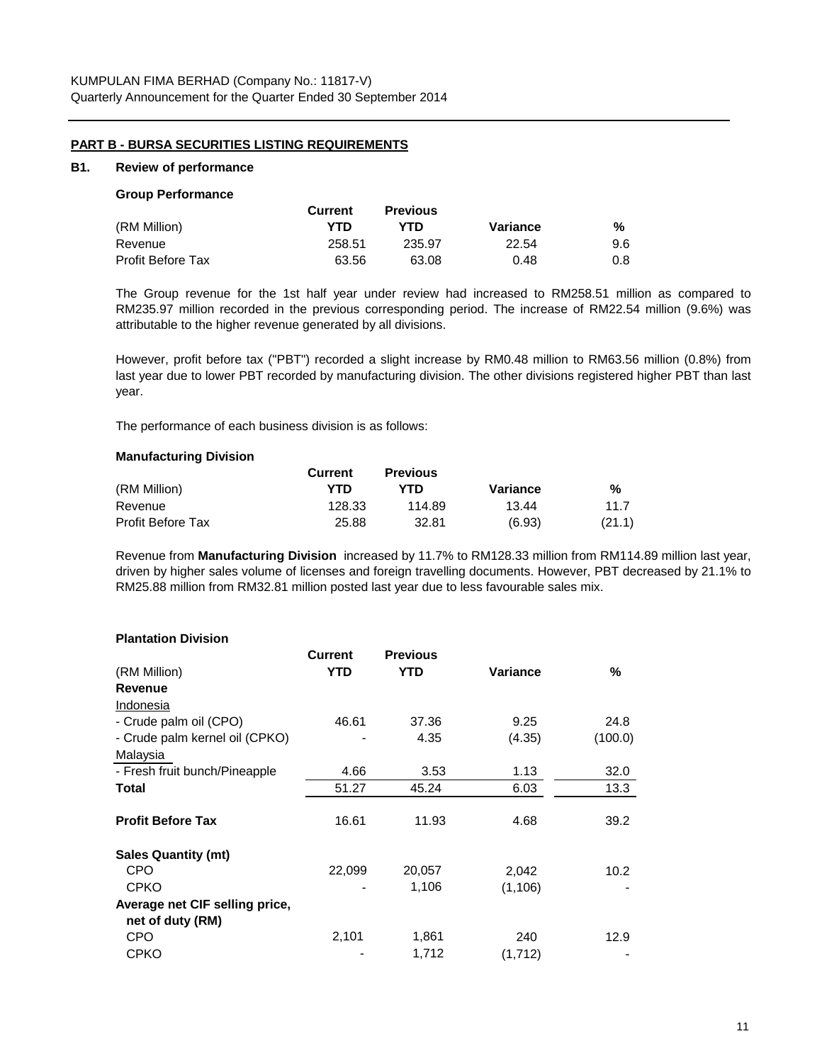KUMPULAN FIMA BERHAD (Company No.: 11817-V)
Quarterly Announcement for the Quarter Ended 30 September 2014

## PART B - BURSA SECURITIES LISTING REQUIREMENTS

### B1. Review of performance

**Group Performance**

| (RM Million) | Current YTD | Previous YTD | Variance | % |
|---|---|---|---|---|
| Revenue | 258.51 | 235.97 | 22.54 | 9.6 |
| Profit Before Tax | 63.56 | 63.08 | 0.48 | 0.8 |

The Group revenue for the 1st half year under review had increased to RM258.51 million as compared to RM235.97 million recorded in the previous corresponding period. The increase of RM22.54 million (9.6%) was attributable to the higher revenue generated by all divisions.

However, profit before tax ("PBT") recorded a slight increase by RM0.48 million to RM63.56 million (0.8%) from last year due to lower PBT recorded by manufacturing division. The other divisions registered higher PBT than last year.

The performance of each business division is as follows:

**Manufacturing Division**

| (RM Million) | Current YTD | Previous YTD | Variance | % |
|---|---|---|---|---|
| Revenue | 128.33 | 114.89 | 13.44 | 11.7 |
| Profit Before Tax | 25.88 | 32.81 | (6.93) | (21.1) |

Revenue from **Manufacturing Division** increased by 11.7% to RM128.33 million from RM114.89 million last year, driven by higher sales volume of licenses and foreign travelling documents. However, PBT decreased by 21.1% to RM25.88 million from RM32.81 million posted last year due to less favourable sales mix.

**Plantation Division**

| (RM Million) | Current YTD | Previous YTD | Variance | % |
|---|---|---|---|---|
| **Revenue** | | | | |
| Indonesia | | | | |
| - Crude palm oil (CPO) | 46.61 | 37.36 | 9.25 | 24.8 |
| - Crude palm kernel oil (CPKO) | - | 4.35 | (4.35) | (100.0) |
| Malaysia | | | | |
| - Fresh fruit bunch/Pineapple | 4.66 | 3.53 | 1.13 | 32.0 |
| **Total** | 51.27 | 45.24 | 6.03 | 13.3 |
| **Profit Before Tax** | 16.61 | 11.93 | 4.68 | 39.2 |
| **Sales Quantity (mt)** | | | | |
| CPO | 22,099 | 20,057 | 2,042 | 10.2 |
| CPKO | - | 1,106 | (1,106) | - |
| **Average net CIF selling price, net of duty (RM)** | | | | |
| CPO | 2,101 | 1,861 | 240 | 12.9 |
| CPKO | - | 1,712 | (1,712) | - |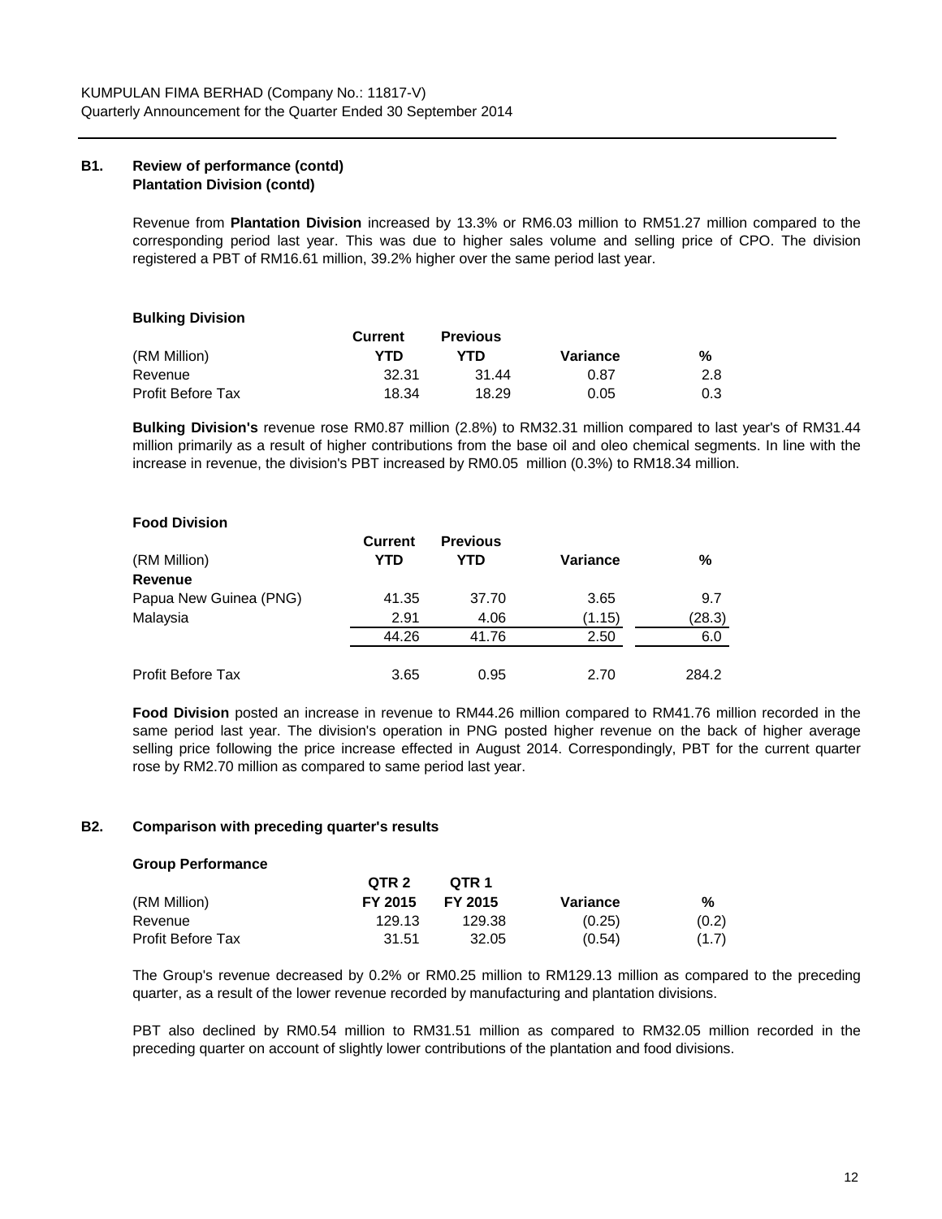## B1. Review of performance (contd)

### Plantation Division (contd)

Revenue from **Plantation Division** increased by 13.3% or RM6.03 million to RM51.27 million compared to the corresponding period last year. This was due to higher sales volume and selling price of CPO. The division registered a PBT of RM16.61 million, 39.2% higher over the same period last year.

**Bulking Division**

| (RM Million) | Current YTD | Previous YTD | Variance | % |
|---|---|---|---|---|
| Revenue | 32.31 | 31.44 | 0.87 | 2.8 |
| Profit Before Tax | 18.34 | 18.29 | 0.05 | 0.3 |

**Bulking Division's** revenue rose RM0.87 million (2.8%) to RM32.31 million compared to last year's of RM31.44 million primarily as a result of higher contributions from the base oil and oleo chemical segments. In line with the increase in revenue, the division's PBT increased by RM0.05 million (0.3%) to RM18.34 million.

**Food Division**

| (RM Million) | Current YTD | Previous YTD | Variance | % |
|---|---|---|---|---|
| **Revenue** | | | | |
| Papua New Guinea (PNG) | 41.35 | 37.70 | 3.65 | 9.7 |
| Malaysia | 2.91 | 4.06 | (1.15) | (28.3) |
| | 44.26 | 41.76 | 2.50 | 6.0 |
| Profit Before Tax | 3.65 | 0.95 | 2.70 | 284.2 |

**Food Division** posted an increase in revenue to RM44.26 million compared to RM41.76 million recorded in the same period last year. The division's operation in PNG posted higher revenue on the back of higher average selling price following the price increase effected in August 2014. Correspondingly, PBT for the current quarter rose by RM2.70 million as compared to same period last year.

## B2. Comparison with preceding quarter's results

**Group Performance**

| (RM Million) | QTR 2 FY 2015 | QTR 1 FY 2015 | Variance | % |
|---|---|---|---|---|
| Revenue | 129.13 | 129.38 | (0.25) | (0.2) |
| Profit Before Tax | 31.51 | 32.05 | (0.54) | (1.7) |

The Group's revenue decreased by 0.2% or RM0.25 million to RM129.13 million as compared to the preceding quarter, as a result of the lower revenue recorded by manufacturing and plantation divisions.

PBT also declined by RM0.54 million to RM31.51 million as compared to RM32.05 million recorded in the preceding quarter on account of slightly lower contributions of the plantation and food divisions.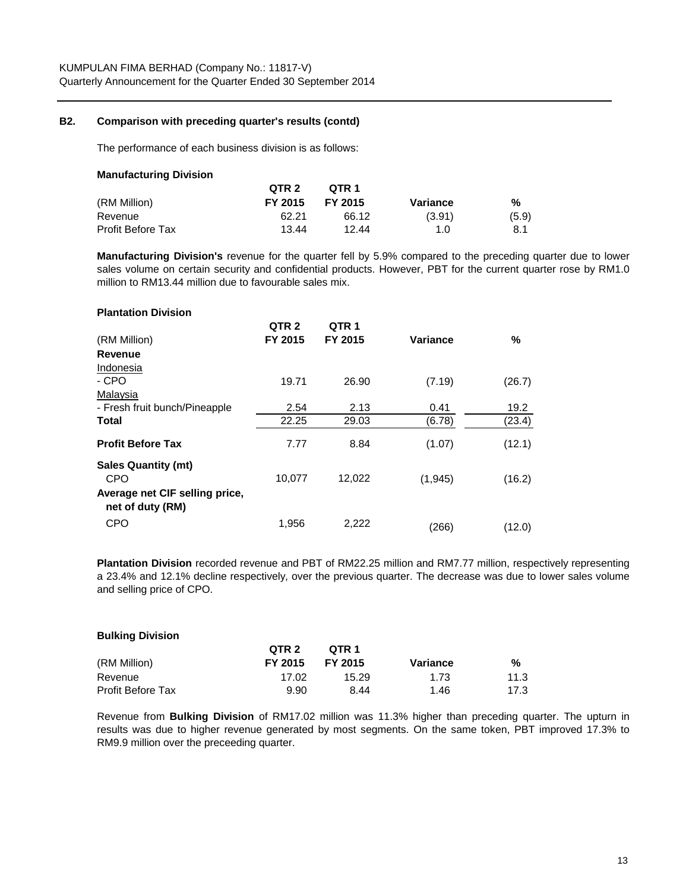KUMPULAN FIMA BERHAD (Company No.: 11817-V)
Quarterly Announcement for the Quarter Ended 30 September 2014

**B2. Comparison with preceding quarter's results (contd)**

The performance of each business division is as follows:

**Manufacturing Division**

| (RM Million) | QTR 2 FY 2015 | QTR 1 FY 2015 | Variance | % |
|---|---|---|---|---|
| Revenue | 62.21 | 66.12 | (3.91) | (5.9) |
| Profit Before Tax | 13.44 | 12.44 | 1.0 | 8.1 |

**Manufacturing Division's** revenue for the quarter fell by 5.9% compared to the preceding quarter due to lower sales volume on certain security and confidential products. However, PBT for the current quarter rose by RM1.0 million to RM13.44 million due to favourable sales mix.

**Plantation Division**

| (RM Million) | QTR 2 FY 2015 | QTR 1 FY 2015 | Variance | % |
|---|---|---|---|---|
| **Revenue** | | | | |
| Indonesia | | | | |
| - CPO | 19.71 | 26.90 | (7.19) | (26.7) |
| Malaysia | | | | |
| - Fresh fruit bunch/Pineapple | 2.54 | 2.13 | 0.41 | 19.2 |
| **Total** | 22.25 | 29.03 | (6.78) | (23.4) |
| **Profit Before Tax** | 7.77 | 8.84 | (1.07) | (12.1) |
| **Sales Quantity (mt)** | | | | |
| CPO | 10,077 | 12,022 | (1,945) | (16.2) |
| **Average net CIF selling price, net of duty (RM)** | | | | |
| CPO | 1,956 | 2,222 | (266) | (12.0) |

**Plantation Division** recorded revenue and PBT of RM22.25 million and RM7.77 million, respectively representing a 23.4% and 12.1% decline respectively, over the previous quarter. The decrease was due to lower sales volume and selling price of CPO.

**Bulking Division**

| (RM Million) | QTR 2 FY 2015 | QTR 1 FY 2015 | Variance | % |
|---|---|---|---|---|
| Revenue | 17.02 | 15.29 | 1.73 | 11.3 |
| Profit Before Tax | 9.90 | 8.44 | 1.46 | 17.3 |

Revenue from **Bulking Division** of RM17.02 million was 11.3% higher than preceding quarter. The upturn in results was due to higher revenue generated by most segments. On the same token, PBT improved 17.3% to RM9.9 million over the preceeding quarter.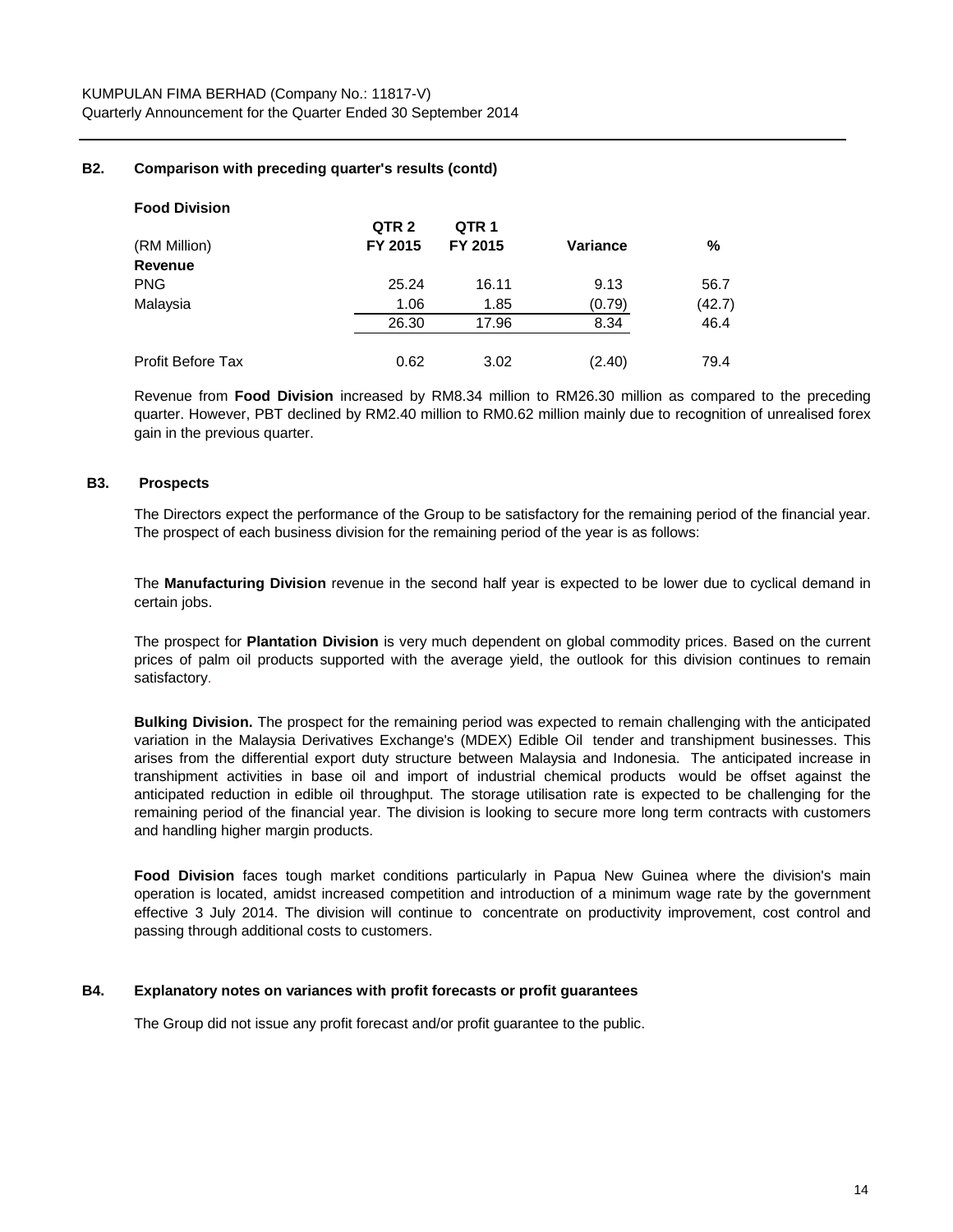KUMPULAN FIMA BERHAD (Company No.: 11817-V)
Quarterly Announcement for the Quarter Ended 30 September 2014

**B2. Comparison with preceding quarter's results (contd)**

**Food Division**

| (RM Million) | QTR 2 FY 2015 | QTR 1 FY 2015 | Variance | % |
|---|---|---|---|---|
| **Revenue** | | | | |
| PNG | 25.24 | 16.11 | 9.13 | 56.7 |
| Malaysia | 1.06 | 1.85 | (0.79) | (42.7) |
| | 26.30 | 17.96 | 8.34 | 46.4 |
| Profit Before Tax | 0.62 | 3.02 | (2.40) | 79.4 |

Revenue from **Food Division** increased by RM8.34 million to RM26.30 million as compared to the preceding quarter. However, PBT declined by RM2.40 million to RM0.62 million mainly due to recognition of unrealised forex gain in the previous quarter.

**B3. Prospects**

The Directors expect the performance of the Group to be satisfactory for the remaining period of the financial year. The prospect of each business division for the remaining period of the year is as follows:

The **Manufacturing Division** revenue in the second half year is expected to be lower due to cyclical demand in certain jobs.

The prospect for **Plantation Division** is very much dependent on global commodity prices. Based on the current prices of palm oil products supported with the average yield, the outlook for this division continues to remain satisfactory.

**Bulking Division.** The prospect for the remaining period was expected to remain challenging with the anticipated variation in the Malaysia Derivatives Exchange's (MDEX) Edible Oil tender and transhipment businesses. This arises from the differential export duty structure between Malaysia and Indonesia. The anticipated increase in transhipment activities in base oil and import of industrial chemical products would be offset against the anticipated reduction in edible oil throughput. The storage utilisation rate is expected to be challenging for the remaining period of the financial year. The division is looking to secure more long term contracts with customers and handling higher margin products.

**Food Division** faces tough market conditions particularly in Papua New Guinea where the division's main operation is located, amidst increased competition and introduction of a minimum wage rate by the government effective 3 July 2014. The division will continue to concentrate on productivity improvement, cost control and passing through additional costs to customers.

**B4. Explanatory notes on variances with profit forecasts or profit guarantees**

The Group did not issue any profit forecast and/or profit guarantee to the public.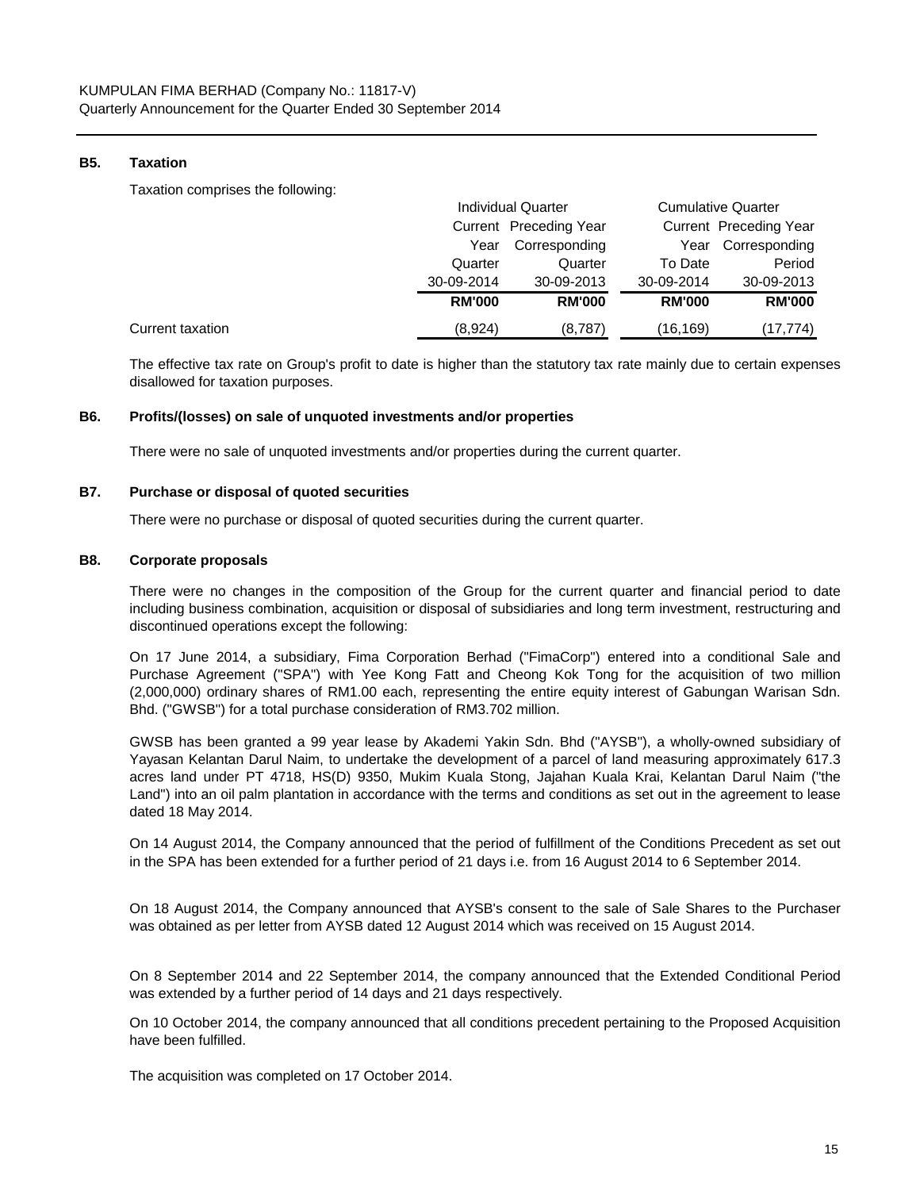### B5. Taxation

Taxation comprises the following:

| | Individual Quarter | | Cumulative Quarter | |
|---|---|---|---|---|
| | Current Year Quarter | Preceding Year Corresponding Quarter | Current Year To Date | Preceding Year Corresponding Period |
| | 30-09-2014 | 30-09-2013 | 30-09-2014 | 30-09-2013 |
| | **RM'000** | **RM'000** | **RM'000** | **RM'000** |
| Current taxation | (8,924) | (8,787) | (16,169) | (17,774) |

The effective tax rate on Group's profit to date is higher than the statutory tax rate mainly due to certain expenses disallowed for taxation purposes.

### B6. Profits/(losses) on sale of unquoted investments and/or properties

There were no sale of unquoted investments and/or properties during the current quarter.

### B7. Purchase or disposal of quoted securities

There were no purchase or disposal of quoted securities during the current quarter.

### B8. Corporate proposals

There were no changes in the composition of the Group for the current quarter and financial period to date including business combination, acquisition or disposal of subsidiaries and long term investment, restructuring and discontinued operations except the following:

On 17 June 2014, a subsidiary, Fima Corporation Berhad ("FimaCorp") entered into a conditional Sale and Purchase Agreement ("SPA") with Yee Kong Fatt and Cheong Kok Tong for the acquisition of two million (2,000,000) ordinary shares of RM1.00 each, representing the entire equity interest of Gabungan Warisan Sdn. Bhd. ("GWSB") for a total purchase consideration of RM3.702 million.

GWSB has been granted a 99 year lease by Akademi Yakin Sdn. Bhd ("AYSB"), a wholly-owned subsidiary of Yayasan Kelantan Darul Naim, to undertake the development of a parcel of land measuring approximately 617.3 acres land under PT 4718, HS(D) 9350, Mukim Kuala Stong, Jajahan Kuala Krai, Kelantan Darul Naim ("the Land") into an oil palm plantation in accordance with the terms and conditions as set out in the agreement to lease dated 18 May 2014.

On 14 August 2014, the Company announced that the period of fulfillment of the Conditions Precedent as set out in the SPA has been extended for a further period of 21 days i.e. from 16 August 2014 to 6 September 2014.

On 18 August 2014, the Company announced that AYSB's consent to the sale of Sale Shares to the Purchaser was obtained as per letter from AYSB dated 12 August 2014 which was received on 15 August 2014.

On 8 September 2014 and 22 September 2014, the company announced that the Extended Conditional Period was extended by a further period of 14 days and 21 days respectively.

On 10 October 2014, the company announced that all conditions precedent pertaining to the Proposed Acquisition have been fulfilled.

The acquisition was completed on 17 October 2014.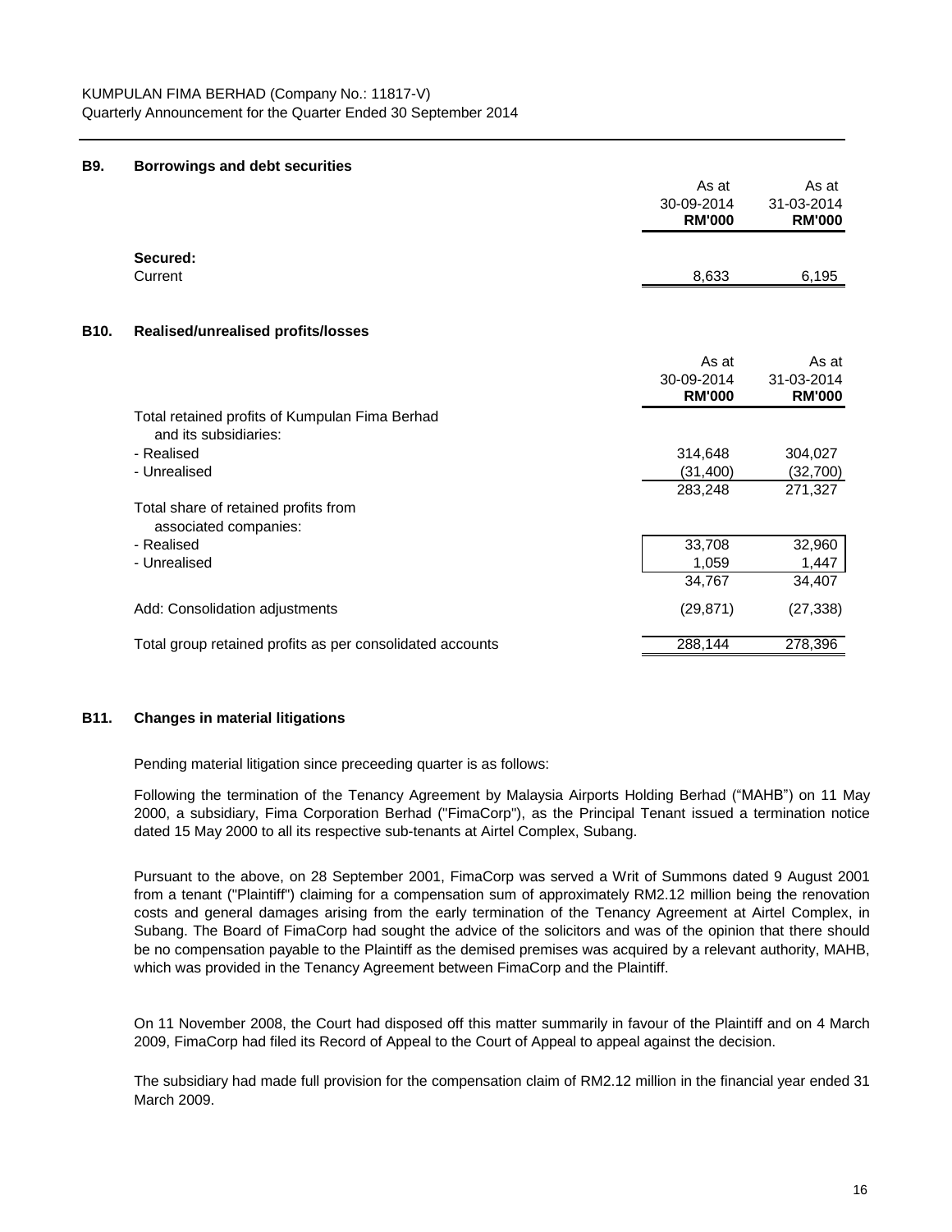### B9. Borrowings and debt securities

| | As at 30-09-2014 RM'000 | As at 31-03-2014 RM'000 |
|---|---|---|
| **Secured:** | | |
| Current | 8,633 | 6,195 |

### B10. Realised/unrealised profits/losses

| | As at 30-09-2014 RM'000 | As at 31-03-2014 RM'000 |
|---|---|---|
| Total retained profits of Kumpulan Fima Berhad and its subsidiaries: | | |
| - Realised | 314,648 | 304,027 |
| - Unrealised | (31,400) | (32,700) |
| | 283,248 | 271,327 |
| Total share of retained profits from associated companies: | | |
| - Realised | 33,708 | 32,960 |
| - Unrealised | 1,059 | 1,447 |
| | 34,767 | 34,407 |
| Add: Consolidation adjustments | (29,871) | (27,338) |
| Total group retained profits as per consolidated accounts | 288,144 | 278,396 |

### B11. Changes in material litigations

Pending material litigation since preceeding quarter is as follows:

Following the termination of the Tenancy Agreement by Malaysia Airports Holding Berhad ("MAHB") on 11 May 2000, a subsidiary, Fima Corporation Berhad ("FimaCorp"), as the Principal Tenant issued a termination notice dated 15 May 2000 to all its respective sub-tenants at Airtel Complex, Subang.

Pursuant to the above, on 28 September 2001, FimaCorp was served a Writ of Summons dated 9 August 2001 from a tenant ("Plaintiff") claiming for a compensation sum of approximately RM2.12 million being the renovation costs and general damages arising from the early termination of the Tenancy Agreement at Airtel Complex, in Subang. The Board of FimaCorp had sought the advice of the solicitors and was of the opinion that there should be no compensation payable to the Plaintiff as the demised premises was acquired by a relevant authority, MAHB, which was provided in the Tenancy Agreement between FimaCorp and the Plaintiff.

On 11 November 2008, the Court had disposed off this matter summarily in favour of the Plaintiff and on 4 March 2009, FimaCorp had filed its Record of Appeal to the Court of Appeal to appeal against the decision.

The subsidiary had made full provision for the compensation claim of RM2.12 million in the financial year ended 31 March 2009.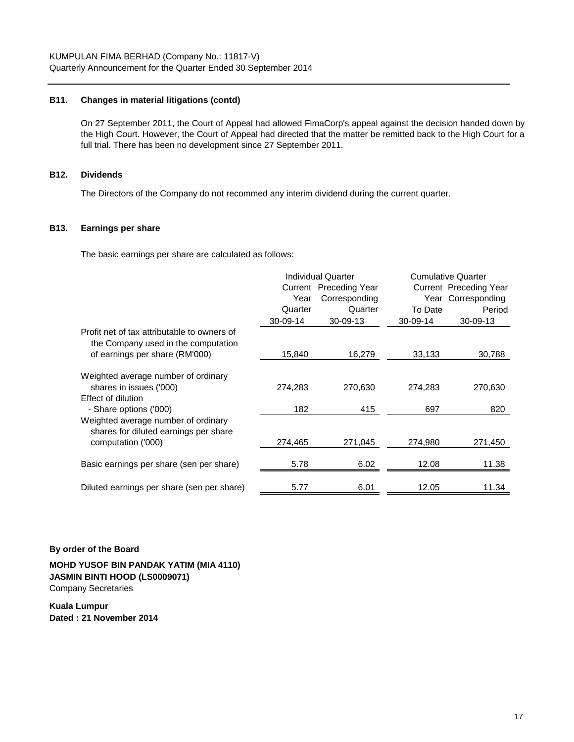### B11. Changes in material litigations (contd)

On 27 September 2011, the Court of Appeal had allowed FimaCorp's appeal against the decision handed down by the High Court. However, the Court of Appeal had directed that the matter be remitted back to the High Court for a full trial. There has been no development since 27 September 2011.

### B12. Dividends

The Directors of the Company do not recommed any interim dividend during the current quarter.

### B13. Earnings per share

The basic earnings per share are calculated as follows:

| | Individual Quarter | | Cumulative Quarter | |
|---|---|---|---|---|
| | Current Year Quarter | Preceding Year Corresponding Quarter | Current Year To Date | Preceding Year Corresponding Period |
| | 30-09-14 | 30-09-13 | 30-09-14 | 30-09-13 |
| Profit net of tax attributable to owners of the Company used in the computation of earnings per share (RM'000) | 15,840 | 16,279 | 33,133 | 30,788 |
| Weighted average number of ordinary shares in issues ('000) | 274,283 | 270,630 | 274,283 | 270,630 |
| Effect of dilution | | | | |
| - Share options ('000) | 182 | 415 | 697 | 820 |
| Weighted average number of ordinary shares for diluted earnings per share computation ('000) | 274,465 | 271,045 | 274,980 | 271,450 |
| Basic earnings per share (sen per share) | 5.78 | 6.02 | 12.08 | 11.38 |
| Diluted earnings per share (sen per share) | 5.77 | 6.01 | 12.05 | 11.34 |

**By order of the Board**

**MOHD YUSOF BIN PANDAK YATIM (MIA 4110)**
**JASMIN BINTI HOOD (LS0009071)**
Company Secretaries

**Kuala Lumpur**
**Dated : 21 November 2014**